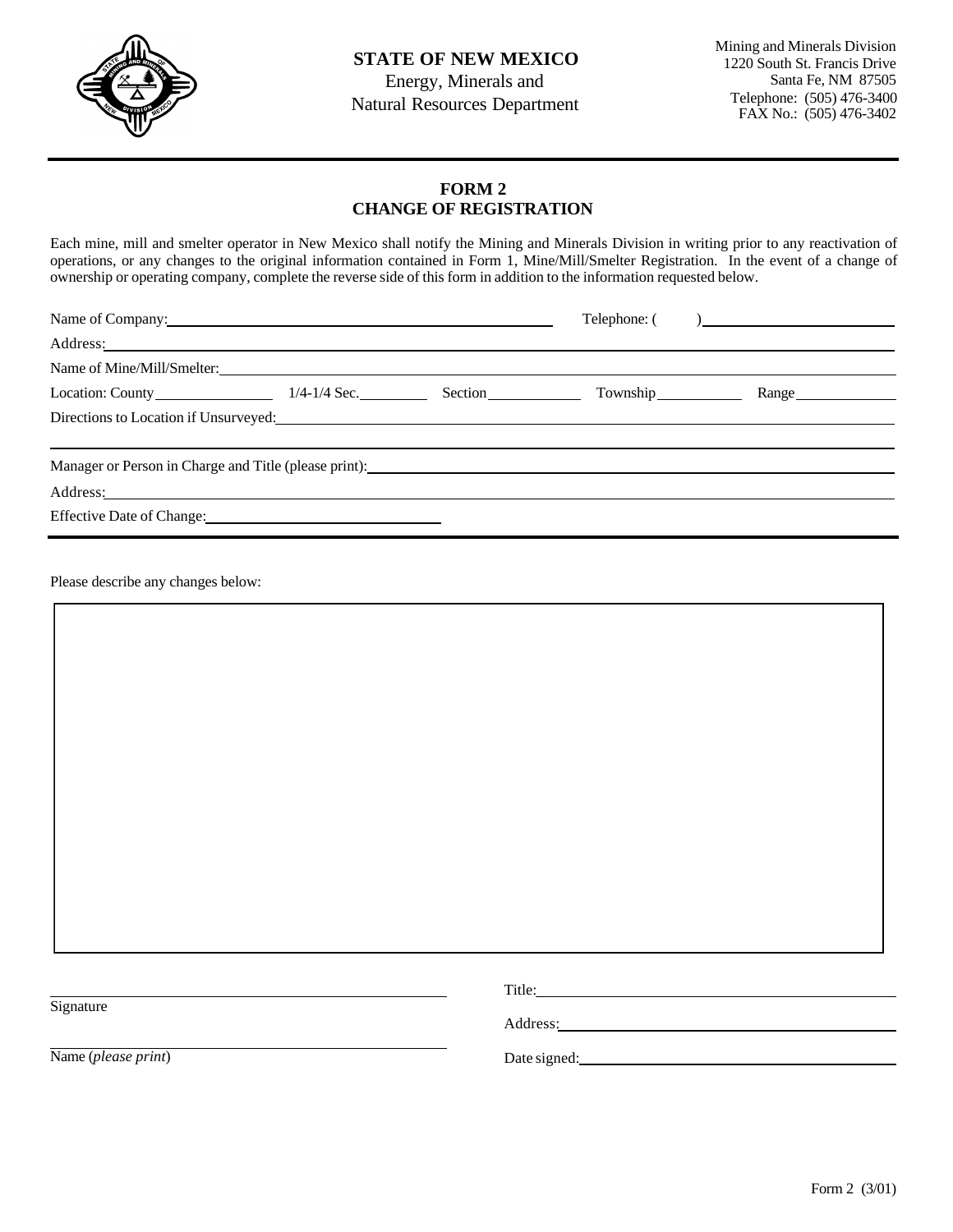**STATE OF NEW MEXICO**
Energy, Minerals and
Natural Resources Department

Mining and Minerals Division
1220 South St. Francis Drive
Santa Fe, NM 87505
Telephone: (505) 476-3400
FAX No.: (505) 476-3402

# FORM 2
# CHANGE OF REGISTRATION

Each mine, mill and smelter operator in New Mexico shall notify the Mining and Minerals Division in writing prior to any reactivation of operations, or any changes to the original information contained in Form 1, Mine/Mill/Smelter Registration. In the event of a change of ownership or operating company, complete the reverse side of this form in addition to the information requested below.

Name of Company: ______________________________ Telephone: ( ) ______________

Address: ______________________________

Name of Mine/Mill/Smelter: ______________________________

Location: County ____________ 1/4-1/4 Sec. ________ Section __________ Township __________ Range __________

Directions to Location if Unsurveyed: ______________________________

______________________________

Manager or Person in Charge and Title (please print): ______________________________

Address: ______________________________

Effective Date of Change: ______________________________

Please describe any changes below:

______________________________

______________________________ Title: ______________________________
Signature

Address: ______________________________

______________________________ Date signed: ______________________________
Name (*please print*)

Form 2 (3/01)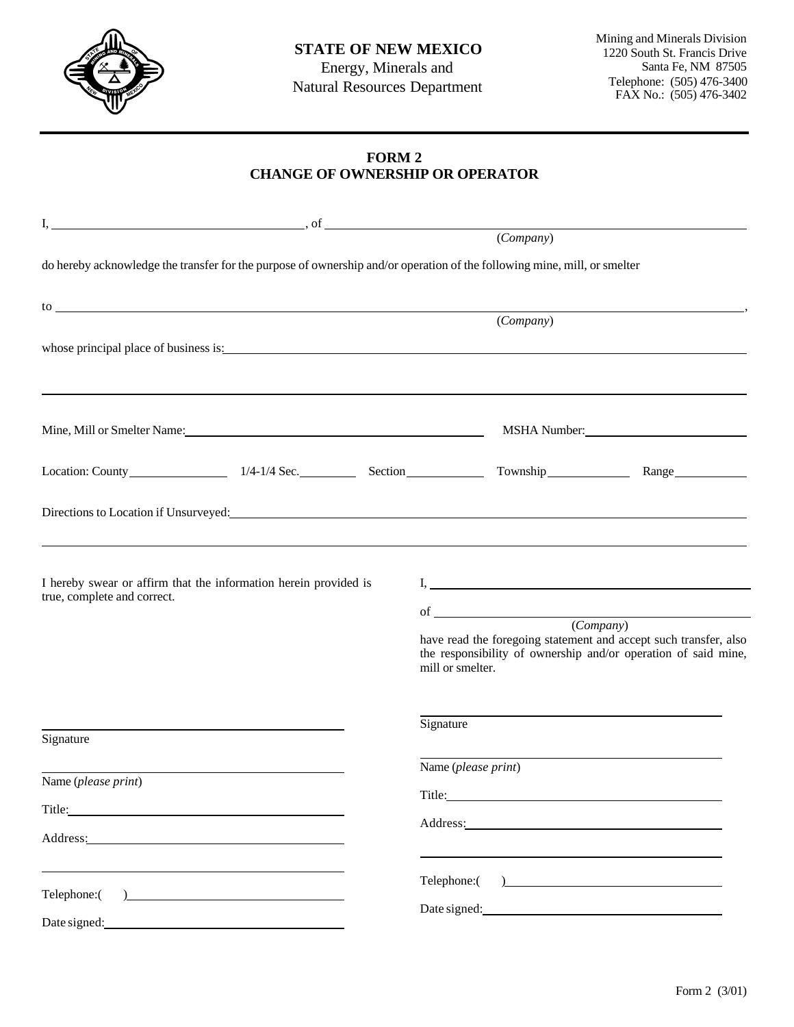**STATE OF NEW MEXICO**
Energy, Minerals and
Natural Resources Department

Mining and Minerals Division
1220 South St. Francis Drive
Santa Fe, NM 87505
Telephone: (505) 476-3400
FAX No.: (505) 476-3402

# FORM 2
## CHANGE OF OWNERSHIP OR OPERATOR

I, ______________________________, of ______________________________
(*Company*)

do hereby acknowledge the transfer for the purpose of ownership and/or operation of the following mine, mill, or smelter

to ____________________________________________________________,
(*Company*)

whose principal place of business is: ______________________________

____________________________________________________________

Mine, Mill or Smelter Name: ______________________ MSHA Number: ______________

Location: County ____________ 1/4-1/4 Sec. ________ Section __________ Township __________ Range __________

Directions to Location if Unsurveyed: ______________________________

____________________________________________________________

I hereby swear or affirm that the information herein provided is true, complete and correct.

______________________________
Signature

______________________________
Name (*please print*)

Title: ______________________________

Address: ______________________________

______________________________

Telephone:( ) ______________________________

Date signed: ______________________________

I, ______________________________

of ______________________________
(*Company*)

have read the foregoing statement and accept such transfer, also the responsibility of ownership and/or operation of said mine, mill or smelter.

______________________________
Signature

______________________________
Name (*please print*)

Title: ______________________________

Address: ______________________________

______________________________

Telephone:( ) ______________________________

Date signed: ______________________________

Form 2 (3/01)